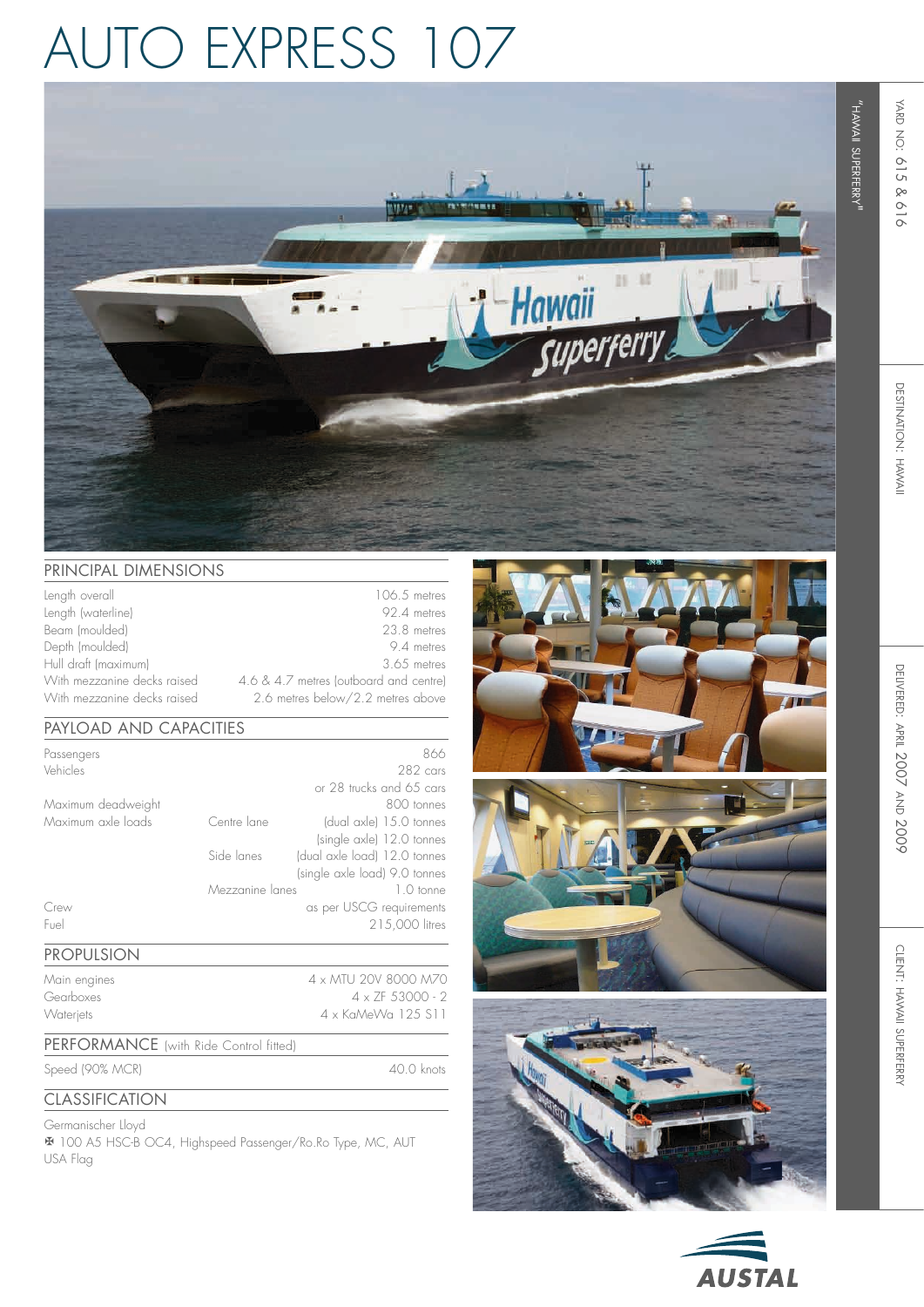# AUTO EXPRESS 107

"HAWAII SUPERFERRY"

YARD NO: 615 & 616

DESTINATION: HAWAII

DELIVERED: APRIL 2007 AND 2009

CLIENT: HAWAII SUPERFERRY

## PRINCIPAL DIMENSIONS

| | |
|---|---|
| Length overall | 106.5 metres |
| Length (waterline) | 92.4 metres |
| Beam (moulded) | 23.8 metres |
| Depth (moulded) | 9.4 metres |
| Hull draft (maximum) | 3.65 metres |
| With mezzanine decks raised | 4.6 & 4.7 metres (outboard and centre) |
| With mezzanine decks raised | 2.6 metres below/2.2 metres above |

## PAYLOAD AND CAPACITIES

| | | |
|---|---|---|
| Passengers | | 866 |
| Vehicles | | 282 cars |
| | | or 28 trucks and 65 cars |
| Maximum deadweight | | 800 tonnes |
| Maximum axle loads | Centre lane | (dual axle) 15.0 tonnes |
| | | (single axle) 12.0 tonnes |
| | Side lanes | (dual axle load) 12.0 tonnes |
| | | (single axle load) 9.0 tonnes |
| | Mezzanine lanes | 1.0 tonne |
| Crew | | as per USCG requirements |
| Fuel | | 215,000 litres |

## PROPULSION

| | |
|---|---|
| Main engines | 4 x MTU 20V 8000 M70 |
| Gearboxes | 4 x ZF 53000 - 2 |
| Waterjets | 4 x KaMeWa 125 S11 |

## PERFORMANCE (with Ride Control fitted)

| | |
|---|---|
| Speed (90% MCR) | 40.0 knots |

## CLASSIFICATION

Germanischer Lloyd

✠ 100 A5 HSC-B OC4, Highspeed Passenger/Ro.Ro Type, MC, AUT

USA Flag

AUSTAL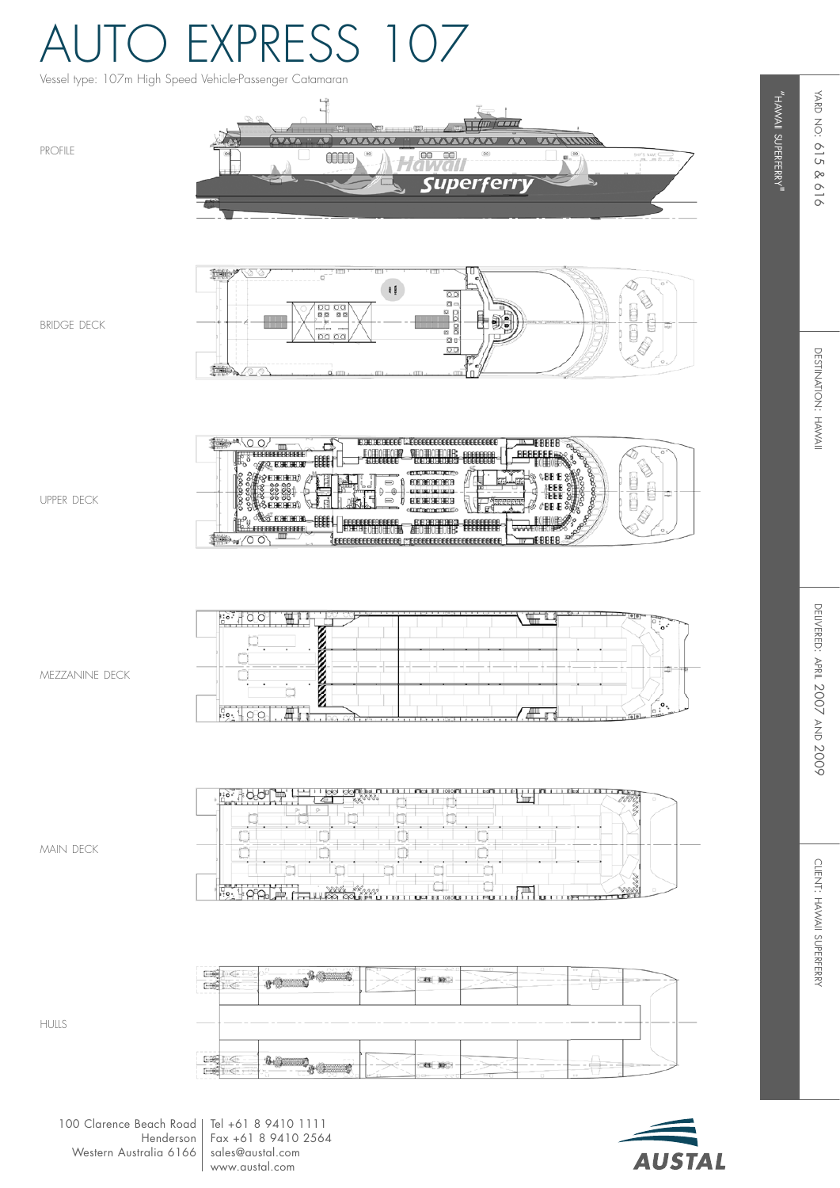# AUTO EXPRESS 107

Vessel type: 107m High Speed Vehicle-Passenger Catamaran

PROFILE

BRIDGE DECK

UPPER DECK

MEZZANINE DECK

MAIN DECK

HULLS

"HAWAII SUPERFERRY"

YARD NO: 615 & 616

DESTINATION: HAWAII

DELIVERED: APRIL 2007 AND 2009

CLIENT: HAWAII SUPERFERRY

100 Clarence Beach Road
Henderson
Western Australia 6166

Tel +61 8 9410 1111
Fax +61 8 9410 2564
sales@austal.com
www.austal.com

AUSTAL